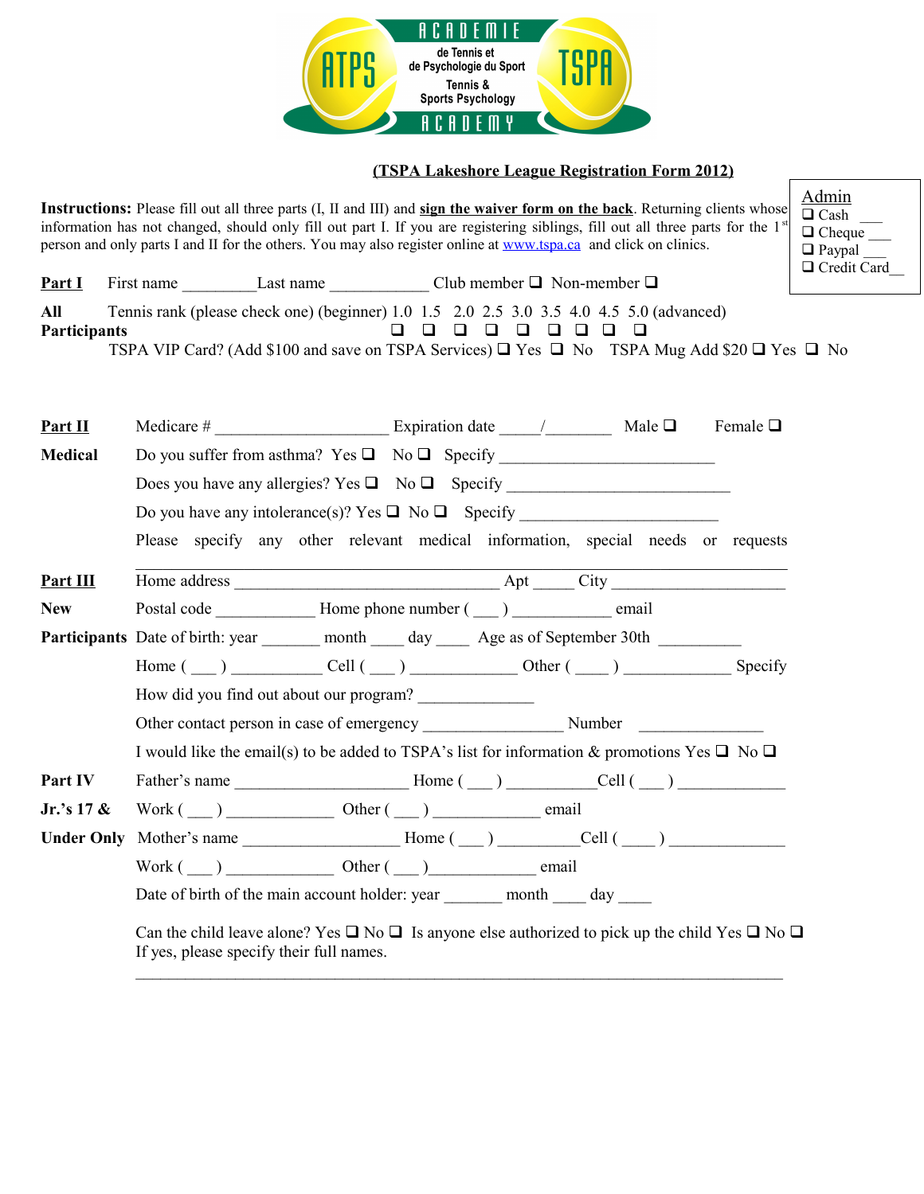ACADEMIE
ATPS
de Tennis et
de Psychologie du Sport
Tennis &
Sports Psychology
TSPA
ACADEMY

## (TSPA Lakeshore League Registration Form 2012)

**Admin**
- ❑ Cash ___
- ❑ Cheque ___
- ❑ Paypal ___
- ❑ Credit Card__

**Instructions:** Please fill out all three parts (I, II and III) and **sign the waiver form on the back**. Returning clients whose information has not changed, should only fill out part I. If you are registering siblings, fill out all three parts for the 1st person and only parts I and II for the others. You may also register online at www.tspa.ca and click on clinics.

**Part I** — **All Participants**

First name _________ Last name ____________ Club member ❑ Non-member ❑

Tennis rank (please check one) (beginner) 1.0 ❑ 1.5 ❑ 2.0 ❑ 2.5 ❑ 3.0 ❑ 3.5 ❑ 4.0 ❑ 4.5 ❑ 5.0 ❑ (advanced)

TSPA VIP Card? (Add $100 and save on TSPA Services) ❑ Yes ❑ No TSPA Mug Add $20 ❑ Yes ❑ No

**Part II** — **Medical**

Medicare # ____________________ Expiration date _____/________ Male ❑ Female ❑

Do you suffer from asthma? Yes ❑ No ❑ Specify __________________________

Does you have any allergies? Yes ❑ No ❑ Specify ___________________________

Do you have any intolerance(s)? Yes ❑ No ❑ Specify _______________________

Please specify any other relevant medical information, special needs or requests

______________________________________________________________________

**Part III** — **New Participants**

Home address ________________________________ Apt _____ City ____________________

Postal code ____________ Home phone number ( ___ ) ____________ email

Date of birth: year _______ month ____ day ____ Age as of September 30th __________

Home ( ___ ) ___________ Cell ( ___ ) _____________ Other ( ____ ) _____________ Specify

How did you find out about our program? ______________

Other contact person in case of emergency ________________ Number _______________

I would like the email(s) to be added to TSPA's list for information & promotions Yes ❑ No ❑

**Part IV** — **Jr.'s 17 & Under Only**

Father's name _____________________ Home ( ___ ) ___________Cell ( ___ ) ____________

Work ( ___ ) _____________ Other ( ___ ) _____________ email

Mother's name __________________ Home ( ___ ) __________Cell ( ____ ) ______________

Work ( ___ ) _____________ Other ( ___ )_____________ email

Date of birth of the main account holder: year _______ month ____ day ____

Can the child leave alone? Yes ❑ No ❑ Is anyone else authorized to pick up the child Yes ❑ No ❑

If yes, please specify their full names.

______________________________________________________________________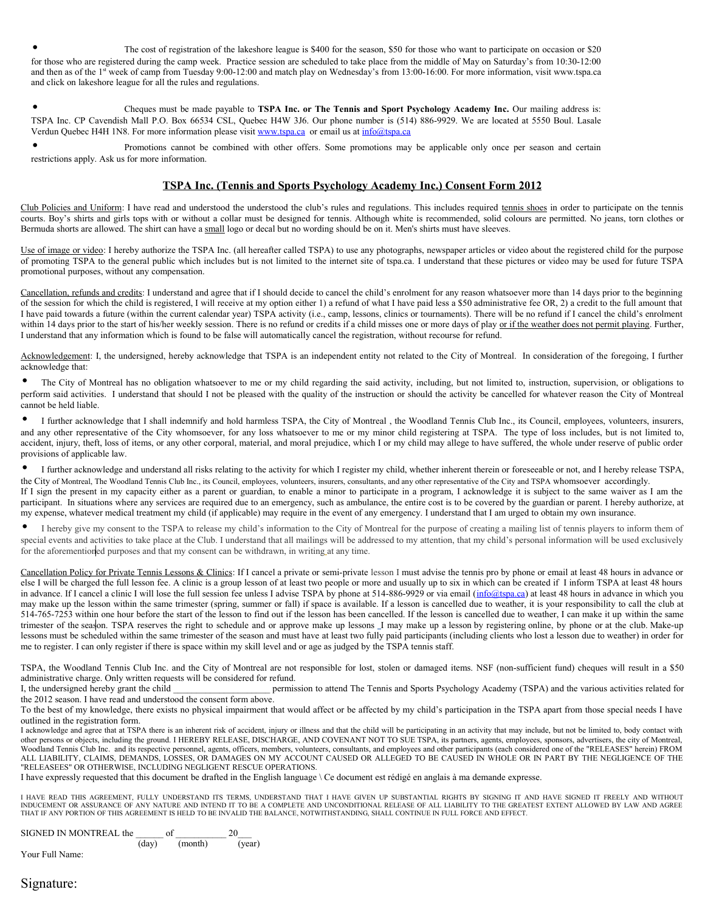- The cost of registration of the lakeshore league is $400 for the season, $50 for those who want to participate on occasion or $20 for those who are registered during the camp week. Practice session are scheduled to take place from the middle of May on Saturday's from 10:30-12:00 and then as of the 1st week of camp from Tuesday 9:00-12:00 and match play on Wednesday's from 13:00-16:00. For more information, visit www.tspa.ca and click on lakeshore league for all the rules and regulations.

- Cheques must be made payable to **TSPA Inc. or The Tennis and Sport Psychology Academy Inc.** Our mailing address is: TSPA Inc. CP Cavendish Mall P.O. Box 66534 CSL, Quebec H4W 3J6. Our phone number is (514) 886-9929. We are located at 5550 Boul. Lasale Verdun Quebec H4H 1N8. For more information please visit www.tspa.ca or email us at info@tspa.ca

- Promotions cannot be combined with other offers. Some promotions may be applicable only once per season and certain restrictions apply. Ask us for more information.

## TSPA Inc. (Tennis and Sports Psychology Academy Inc.) Consent Form 2012

Club Policies and Uniform: I have read and understood the understood the club's rules and regulations. This includes required tennis shoes in order to participate on the tennis courts. Boy's shirts and girls tops with or without a collar must be designed for tennis. Although white is recommended, solid colours are permitted. No jeans, torn clothes or Bermuda shorts are allowed. The shirt can have a small logo or decal but no wording should be on it. Men's shirts must have sleeves.

Use of image or video: I hereby authorize the TSPA Inc. (all hereafter called TSPA) to use any photographs, newspaper articles or video about the registered child for the purpose of promoting TSPA to the general public which includes but is not limited to the internet site of tspa.ca. I understand that these pictures or video may be used for future TSPA promotional purposes, without any compensation.

Cancellation, refunds and credits: I understand and agree that if I should decide to cancel the child's enrolment for any reason whatsoever more than 14 days prior to the beginning of the session for which the child is registered, I will receive at my option either 1) a refund of what I have paid less a $50 administrative fee OR, 2) a credit to the full amount that I have paid towards a future (within the current calendar year) TSPA activity (i.e., camp, lessons, clinics or tournaments). There will be no refund if I cancel the child's enrolment within 14 days prior to the start of his/her weekly session. There is no refund or credits if a child misses one or more days of play or if the weather does not permit playing. Further, I understand that any information which is found to be false will automatically cancel the registration, without recourse for refund.

Acknowledgement: I, the undersigned, hereby acknowledge that TSPA is an independent entity not related to the City of Montreal. In consideration of the foregoing, I further acknowledge that:

- The City of Montreal has no obligation whatsoever to me or my child regarding the said activity, including, but not limited to, instruction, supervision, or obligations to perform said activities. I understand that should I not be pleased with the quality of the instruction or should the activity be cancelled for whatever reason the City of Montreal cannot be held liable.

- I further acknowledge that I shall indemnify and hold harmless TSPA, the City of Montreal , the Woodland Tennis Club Inc., its Council, employees, volunteers, insurers, and any other representative of the City whomsoever, for any loss whatsoever to me or my minor child registering at TSPA. The type of loss includes, but is not limited to, accident, injury, theft, loss of items, or any other corporal, material, and moral prejudice, which I or my child may allege to have suffered, the whole under reserve of public order provisions of applicable law.

- I further acknowledge and understand all risks relating to the activity for which I register my child, whether inherent therein or foreseeable or not, and I hereby release TSPA, the City of Montreal, The Woodland Tennis Club Inc., its Council, employees, volunteers, insurers, consultants, and any other representative of the City and TSPA whomsoever accordingly.
If I sign the present in my capacity either as a parent or guardian, to enable a minor to participate in a program, I acknowledge it is subject to the same waiver as I am the participant. In situations where any services are required due to an emergency, such as ambulance, the entire cost is to be covered by the guardian or parent. I hereby authorize, at my expense, whatever medical treatment my child (if applicable) may require in the event of any emergency. I understand that I am urged to obtain my own insurance.

- I hereby give my consent to the TSPA to release my child's information to the City of Montreal for the purpose of creating a mailing list of tennis players to inform them of special events and activities to take place at the Club. I understand that all mailings will be addressed to my attention, that my child's personal information will be used exclusively for the aforementioned purposes and that my consent can be withdrawn, in writing at any time.

Cancellation Policy for Private Tennis Lessons & Clinics: If I cancel a private or semi-private lesson I must advise the tennis pro by phone or email at least 48 hours in advance or else I will be charged the full lesson fee. A clinic is a group lesson of at least two people or more and usually up to six in which can be created if I inform TSPA at least 48 hours in advance. If I cancel a clinic I will lose the full session fee unless I advise TSPA by phone at 514-886-9929 or via email (info@tspa.ca) at least 48 hours in advance in which you may make up the lesson within the same trimester (spring, summer or fall) if space is available. If a lesson is cancelled due to weather, it is your responsibility to call the club at 514-765-7253 within one hour before the start of the lesson to find out if the lesson has been cancelled. If the lesson is cancelled due to weather, I can make it up within the same trimester of the season. TSPA reserves the right to schedule and or approve make up lessons I may make up a lesson by registering online, by phone or at the club. Make-up lessons must be scheduled within the same trimester of the season and must have at least two fully paid participants (including clients who lost a lesson due to weather) in order for me to register. I can only register if there is space within my skill level and or age as judged by the TSPA tennis staff.

TSPA, the Woodland Tennis Club Inc. and the City of Montreal are not responsible for lost, stolen or damaged items. NSF (non-sufficient fund) cheques will result in a $50 administrative charge. Only written requests will be considered for refund.
I, the undersigned hereby grant the child ____________________ permission to attend The Tennis and Sports Psychology Academy (TSPA) and the various activities related for the 2012 season. I have read and understood the consent form above.
To the best of my knowledge, there exists no physical impairment that would affect or be affected by my child's participation in the TSPA apart from those special needs I have outlined in the registration form.
I acknowledge and agree that at TSPA there is an inherent risk of accident, injury or illness and that the child will be participating in an activity that may include, but not be limited to, body contact with other persons or objects, including the ground. I HEREBY RELEASE, DISCHARGE, AND COVENANT NOT TO SUE TSPA, its partners, agents, employees, sponsors, advertisers, the city of Montreal, Woodland Tennis Club Inc. and its respective personnel, agents, officers, members, volunteers, consultants, and employees and other participants (each considered one of the "RELEASES" herein) FROM ALL LIABILITY, CLAIMS, DEMANDS, LOSSES, OR DAMAGES ON MY ACCOUNT CAUSED OR ALLEGED TO BE CAUSED IN WHOLE OR IN PART BY THE NEGLIGENCE OF THE "RELEASEES" OR OTHERWISE, INCLUDING NEGLIGENT RESCUE OPERATIONS.
I have expressly requested that this document be drafted in the English language \ Ce document est rédigé en anglais à ma demande expresse.

I HAVE READ THIS AGREEMENT, FULLY UNDERSTAND ITS TERMS, UNDERSTAND THAT I HAVE GIVEN UP SUBSTANTIAL RIGHTS BY SIGNING IT AND HAVE SIGNED IT FREELY AND WITHOUT INDUCEMENT OR ASSURANCE OF ANY NATURE AND INTEND IT TO BE A COMPLETE AND UNCONDITIONAL RELEASE OF ALL LIABILITY TO THE GREATEST EXTENT ALLOWED BY LAW AND AGREE THAT IF ANY PORTION OF THIS AGREEMENT IS HELD TO BE INVALID THE BALANCE, NOTWITHSTANDING, SHALL CONTINUE IN FULL FORCE AND EFFECT.

SIGNED IN MONTREAL the ______ of __________ 20___
(day) (month) (year)

Your Full Name:

Signature: